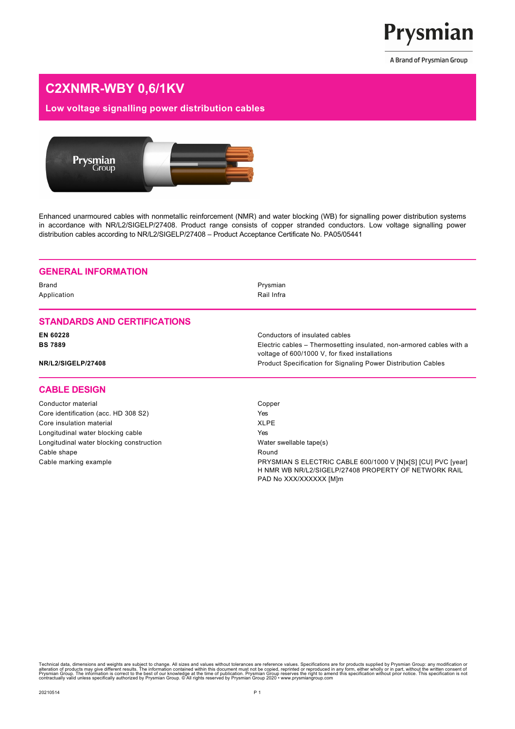# C2XNMR-WBY 0,6/1KV

## Low voltage signalling power distribution cables

Enhanced unarmoured cables with nonmetallic reinforcement (NMR) and water blocking (WB) for signalling power distribution systems in accordance with NR/L2/SIGELP/27408. Product range consists of copper stranded conductors. Low voltage signalling power distribution cables according to NR/L2/SIGELP/27408 – Product Acceptance Certificate No. PA05/05441

## GENERAL INFORMATION

| | |
|---|---|
| Brand | Prysmian |
| Application | Rail Infra |

## STANDARDS AND CERTIFICATIONS

| | |
|---|---|
| **EN 60228** | Conductors of insulated cables |
| **BS 7889** | Electric cables – Thermosetting insulated, non-armored cables with a voltage of 600/1000 V, for fixed installations |
| **NR/L2/SIGELP/27408** | Product Specification for Signaling Power Distribution Cables |

## CABLE DESIGN

| | |
|---|---|
| Conductor material | Copper |
| Core identification (acc. HD 308 S2) | Yes |
| Core insulation material | XLPE |
| Longitudinal water blocking cable | Yes |
| Longitudinal water blocking construction | Water swellable tape(s) |
| Cable shape | Round |
| Cable marking example | PRYSMIAN S ELECTRIC CABLE 600/1000 V [N]x[S] [CU] PVC [year] H NMR WB NR/L2/SIGELP/27408 PROPERTY OF NETWORK RAIL PAD No XXX/XXXXXX [M]m |

Technical data, dimensions and weights are subject to change. All sizes and values without tolerances are reference values. Specifications are for products supplied by Prysmian Group: any modification or alteration of products may give different results. The information contained within this document must not be copied, reprinted or reproduced in any form, either wholly or in part, without the written consent of Prysmian Group. The information is correct to the best of our knowledge at the time of publication. Prysmian Group reserves the right to amend this specification without prior notice. This specification is not contractually valid unless specifically authorized by Prysmian Group. © All rights reserved by Prysmian Group 2020 • www.prysmiangroup.com

20210514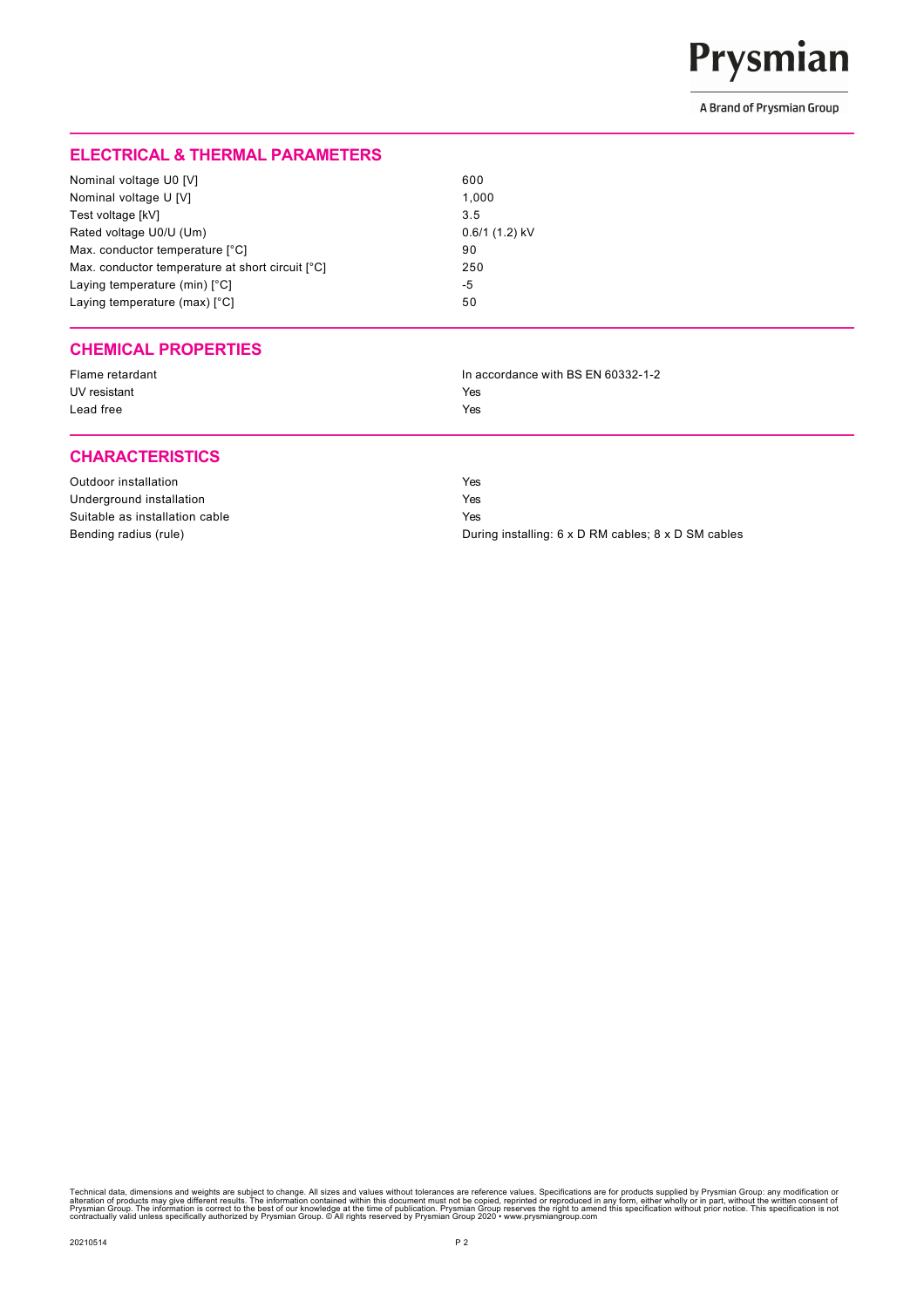## ELECTRICAL & THERMAL PARAMETERS

| | |
|---|---|
| Nominal voltage U0 [V] | 600 |
| Nominal voltage U [V] | 1,000 |
| Test voltage [kV] | 3.5 |
| Rated voltage U0/U (Um) | 0.6/1 (1.2) kV |
| Max. conductor temperature [°C] | 90 |
| Max. conductor temperature at short circuit [°C] | 250 |
| Laying temperature (min) [°C] | -5 |
| Laying temperature (max) [°C] | 50 |

## CHEMICAL PROPERTIES

| | |
|---|---|
| Flame retardant | In accordance with BS EN 60332-1-2 |
| UV resistant | Yes |
| Lead free | Yes |

## CHARACTERISTICS

| | |
|---|---|
| Outdoor installation | Yes |
| Underground installation | Yes |
| Suitable as installation cable | Yes |
| Bending radius (rule) | During installing: 6 x D RM cables; 8 x D SM cables |

Technical data, dimensions and weights are subject to change. All sizes and values without tolerances are reference values. Specifications are for products supplied by Prysmian Group: any modification or alteration of products may give different results. The information contained within this document must not be copied, reprinted or reproduced in any form, either wholly or in part, without the written consent of Prysmian Group. The information is correct to the best of our knowledge at the time of publication. Prysmian Group reserves the right to amend this specification without prior notice. This specification is not contractually valid unless specifically authorized by Prysmian Group. © All rights reserved by Prysmian Group 2020 • www.prysmiangroup.com

20210514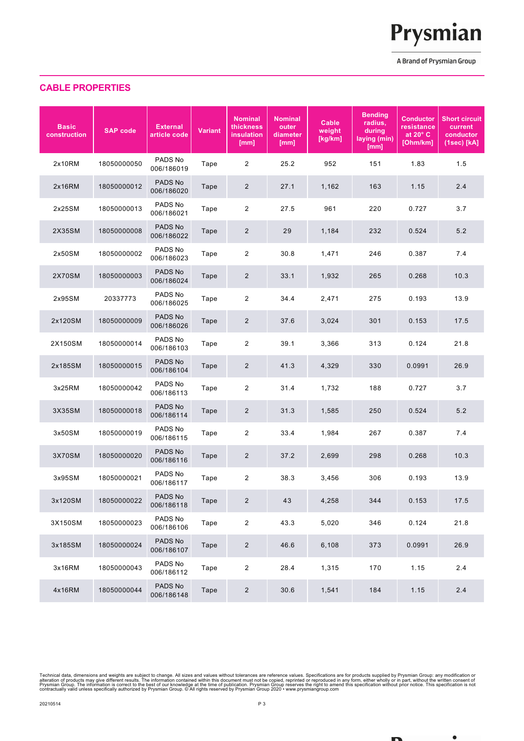## CABLE PROPERTIES

| Basic construction | SAP code | External article code | Variant | Nominal thickness insulation [mm] | Nominal outer diameter [mm] | Cable weight [kg/km] | Bending radius, during laying (min) [mm] | Conductor resistance at 20° C [Ohm/km] | Short circuit current conductor (1sec) [kA] |
|---|---|---|---|---|---|---|---|---|---|
| 2x10RM | 18050000050 | PADS No 006/186019 | Tape | 2 | 25.2 | 952 | 151 | 1.83 | 1.5 |
| 2x16RM | 18050000012 | PADS No 006/186020 | Tape | 2 | 27.1 | 1,162 | 163 | 1.15 | 2.4 |
| 2x25SM | 18050000013 | PADS No 006/186021 | Tape | 2 | 27.5 | 961 | 220 | 0.727 | 3.7 |
| 2X35SM | 18050000008 | PADS No 006/186022 | Tape | 2 | 29 | 1,184 | 232 | 0.524 | 5.2 |
| 2x50SM | 18050000002 | PADS No 006/186023 | Tape | 2 | 30.8 | 1,471 | 246 | 0.387 | 7.4 |
| 2X70SM | 18050000003 | PADS No 006/186024 | Tape | 2 | 33.1 | 1,932 | 265 | 0.268 | 10.3 |
| 2x95SM | 20337773 | PADS No 006/186025 | Tape | 2 | 34.4 | 2,471 | 275 | 0.193 | 13.9 |
| 2x120SM | 18050000009 | PADS No 006/186026 | Tape | 2 | 37.6 | 3,024 | 301 | 0.153 | 17.5 |
| 2X150SM | 18050000014 | PADS No 006/186103 | Tape | 2 | 39.1 | 3,366 | 313 | 0.124 | 21.8 |
| 2x185SM | 18050000015 | PADS No 006/186104 | Tape | 2 | 41.3 | 4,329 | 330 | 0.0991 | 26.9 |
| 3x25RM | 18050000042 | PADS No 006/186113 | Tape | 2 | 31.4 | 1,732 | 188 | 0.727 | 3.7 |
| 3X35SM | 18050000018 | PADS No 006/186114 | Tape | 2 | 31.3 | 1,585 | 250 | 0.524 | 5.2 |
| 3x50SM | 18050000019 | PADS No 006/186115 | Tape | 2 | 33.4 | 1,984 | 267 | 0.387 | 7.4 |
| 3X70SM | 18050000020 | PADS No 006/186116 | Tape | 2 | 37.2 | 2,699 | 298 | 0.268 | 10.3 |
| 3x95SM | 18050000021 | PADS No 006/186117 | Tape | 2 | 38.3 | 3,456 | 306 | 0.193 | 13.9 |
| 3x120SM | 18050000022 | PADS No 006/186118 | Tape | 2 | 43 | 4,258 | 344 | 0.153 | 17.5 |
| 3X150SM | 18050000023 | PADS No 006/186106 | Tape | 2 | 43.3 | 5,020 | 346 | 0.124 | 21.8 |
| 3x185SM | 18050000024 | PADS No 006/186107 | Tape | 2 | 46.6 | 6,108 | 373 | 0.0991 | 26.9 |
| 3x16RM | 18050000043 | PADS No 006/186112 | Tape | 2 | 28.4 | 1,315 | 170 | 1.15 | 2.4 |
| 4x16RM | 18050000044 | PADS No 006/186148 | Tape | 2 | 30.6 | 1,541 | 184 | 1.15 | 2.4 |

Technical data, dimensions and weights are subject to change. All sizes and values without tolerances are reference values. Specifications are for products supplied by Prysmian Group: any modification or alteration of products may give different results. The information contained within this document must not be copied, reprinted or reproduced in any form, either wholly or in part, without the written consent of Prysmian Group. The information is correct to the best of our knowledge at the time of publication. Prysmian Group reserves the right to amend this specification without prior notice. This specification is not contractually valid unless specifically authorized by Prysmian Group. © All rights reserved by Prysmian Group 2020 • www.prysmiangroup.com

20210514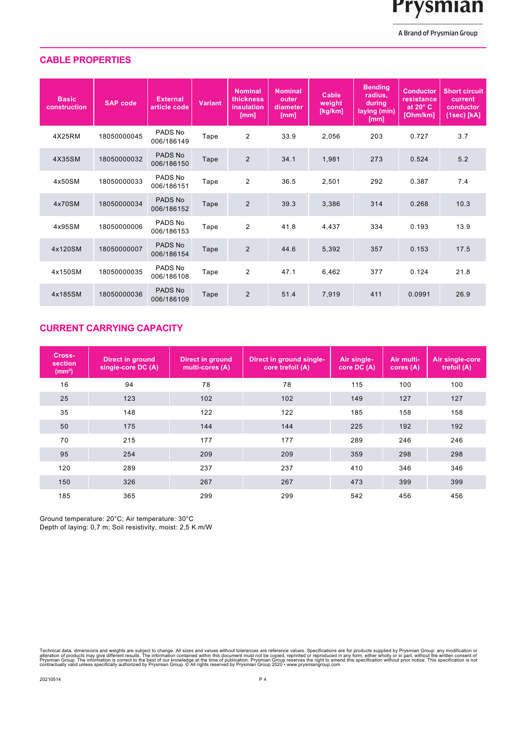## CABLE PROPERTIES

| Basic construction | SAP code | External article code | Variant | Nominal thickness insulation [mm] | Nominal outer diameter [mm] | Cable weight [kg/km] | Bending radius, during laying (min) [mm] | Conductor resistance at 20° C [Ohm/km] | Short circuit current conductor (1sec) [kA] |
|---|---|---|---|---|---|---|---|---|---|
| 4X25RM | 18050000045 | PADS No 006/186149 | Tape | 2 | 33.9 | 2,056 | 203 | 0.727 | 3.7 |
| 4X35SM | 18050000032 | PADS No 006/186150 | Tape | 2 | 34.1 | 1,981 | 273 | 0.524 | 5.2 |
| 4x50SM | 18050000033 | PADS No 006/186151 | Tape | 2 | 36.5 | 2,501 | 292 | 0.387 | 7.4 |
| 4x70SM | 18050000034 | PADS No 006/186152 | Tape | 2 | 39.3 | 3,386 | 314 | 0.268 | 10.3 |
| 4x95SM | 18050000006 | PADS No 006/186153 | Tape | 2 | 41.8 | 4,437 | 334 | 0.193 | 13.9 |
| 4x120SM | 18050000007 | PADS No 006/186154 | Tape | 2 | 44.6 | 5,392 | 357 | 0.153 | 17.5 |
| 4x150SM | 18050000035 | PADS No 006/186108 | Tape | 2 | 47.1 | 6,462 | 377 | 0.124 | 21.8 |
| 4x185SM | 18050000036 | PADS No 006/186109 | Tape | 2 | 51.4 | 7,919 | 411 | 0.0991 | 26.9 |

## CURRENT CARRYING CAPACITY

| Cross-section (mm²) | Direct in ground single-core DC (A) | Direct in ground multi-cores (A) | Direct in ground single-core trefoil (A) | Air single-core DC (A) | Air multi-cores (A) | Air single-core trefoil (A) |
|---|---|---|---|---|---|---|
| 16 | 94 | 78 | 78 | 115 | 100 | 100 |
| 25 | 123 | 102 | 102 | 149 | 127 | 127 |
| 35 | 148 | 122 | 122 | 185 | 158 | 158 |
| 50 | 175 | 144 | 144 | 225 | 192 | 192 |
| 70 | 215 | 177 | 177 | 289 | 246 | 246 |
| 95 | 254 | 209 | 209 | 359 | 298 | 298 |
| 120 | 289 | 237 | 237 | 410 | 346 | 346 |
| 150 | 326 | 267 | 267 | 473 | 399 | 399 |
| 185 | 365 | 299 | 299 | 542 | 456 | 456 |

Ground temperature: 20°C; Air temperature: 30°C
Depth of laying: 0,7 m; Soil resistivity, moist: 2,5 K.m/W

Technical data, dimensions and weights are subject to change. All sizes and values without tolerances are reference values. Specifications are for products supplied by Prysmian Group: any modification or alteration of products may give different results. The information contained within this document must not be copied, reprinted or reproduced in any form, either wholly or in part, without the written consent of Prysmian Group. The information is correct to the best of our knowledge at the time of publication. Prysmian Group reserves the right to amend this specification without prior notice. This specification is not contractually valid unless specifically authorized by Prysmian Group. © All rights reserved by Prysmian Group 2020 • www.prysmiangroup.com

20210514